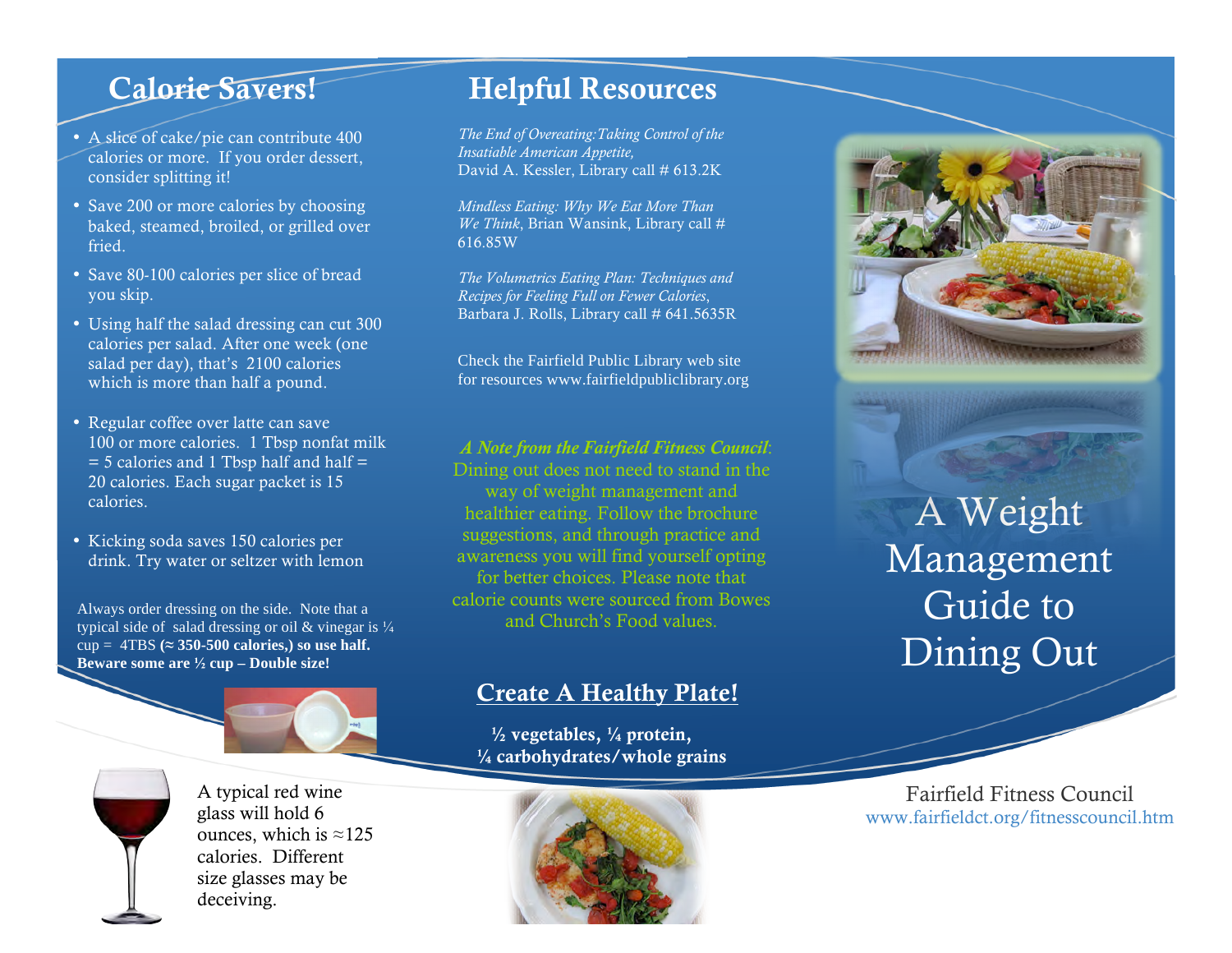## Calorie Savers!

- A slice of cake/pie can contribute 400 calories or more. If you order dessert, consider splitting it!
- Save 200 or more calories by choosing baked, steamed, broiled, or grilled over fried.
- Save 80-100 calories per slice of bread you skip.
- Using half the salad dressing can cut 300 calories per salad. After one week (one salad per day), that's 2100 calories which is more than half a pound.
- Regular coffee over latte can save 100 or more calories. 1 Tbsp nonfat milk = 5 calories and 1 Tbsp half and half = 20 calories. Each sugar packet is 15 calories.
- Kicking soda saves 150 calories per drink. Try water or seltzer with lemon

Always order dressing on the side. Note that a typical side of salad dressing or oil & vinegar is ¼ cup = 4TBS **(≈ 350-500 calories,) so use half. Beware some are ½ cup – Double size!**

A typical red wine glass will hold 6 ounces, which is ≈125 calories. Different size glasses may be deceiving.

## Helpful Resources

*The End of Overeating:Taking Control of the Insatiable American Appetite,* David A. Kessler, Library call # 613.2K

*Mindless Eating: Why We Eat More Than We Think*, Brian Wansink, Library call # 616.85W

*The Volumetrics Eating Plan: Techniques and Recipes for Feeling Full on Fewer Calories*, Barbara J. Rolls, Library call # 641.5635R

Check the Fairfield Public Library web site for resources www.fairfieldpubliclibrary.org

*A Note from the Fairfield Fitness Council*: Dining out does not need to stand in the way of weight management and healthier eating. Follow the brochure suggestions, and through practice and awareness you will find yourself opting for better choices. Please note that calorie counts were sourced from Bowes and Church's Food values.

## Create A Healthy Plate!

**½ vegetables, ¼ protein, ¼ carbohydrates/whole grains**

# A Weight Management Guide to Dining Out

Fairfield Fitness Council
www.fairfieldct.org/fitnesscouncil.htm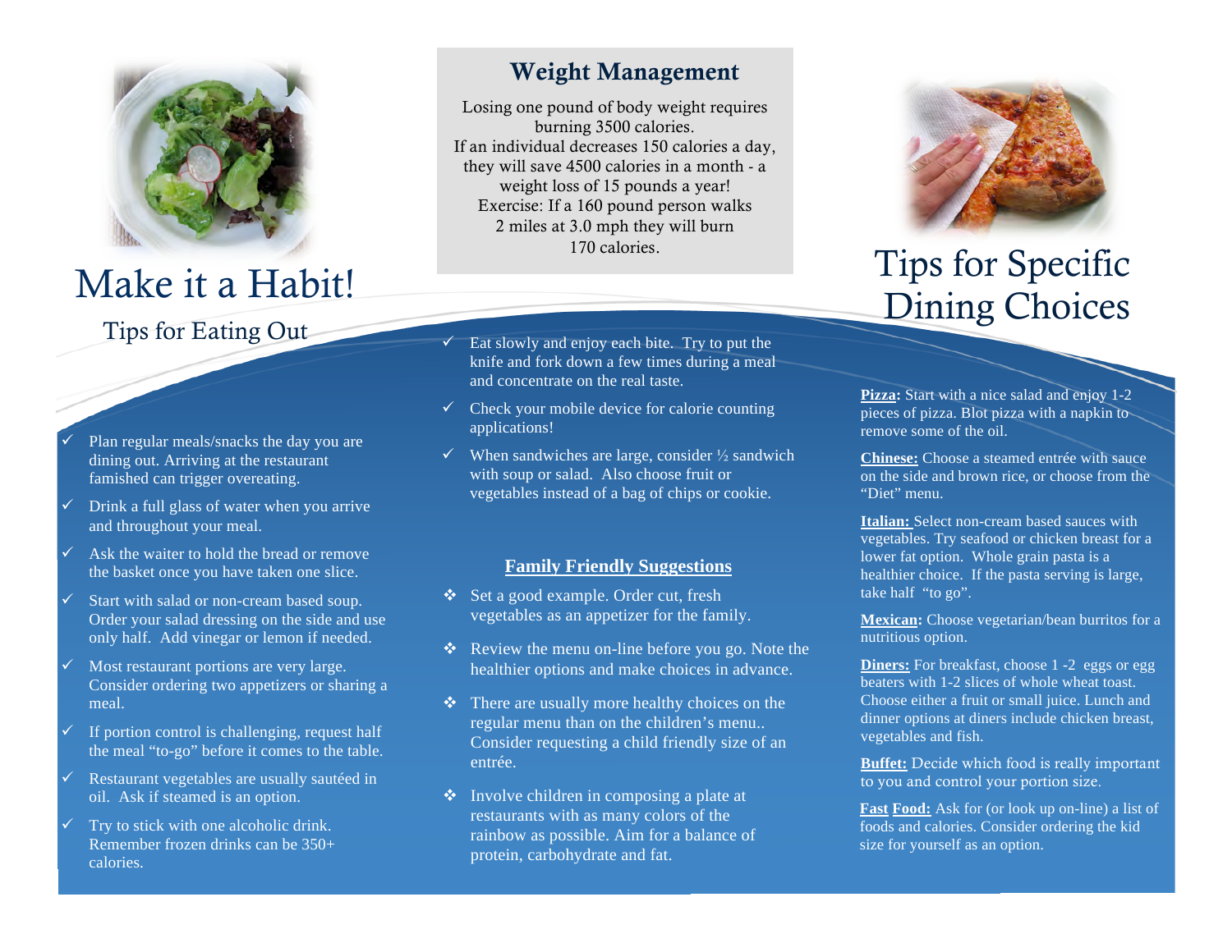# Make it a Habit!

## Tips for Eating Out

- ✓ Plan regular meals/snacks the day you are dining out. Arriving at the restaurant famished can trigger overeating.
- ✓ Drink a full glass of water when you arrive and throughout your meal.
- ✓ Ask the waiter to hold the bread or remove the basket once you have taken one slice.
- ✓ Start with salad or non-cream based soup. Order your salad dressing on the side and use only half. Add vinegar or lemon if needed.
- ✓ Most restaurant portions are very large. Consider ordering two appetizers or sharing a meal.
- ✓ If portion control is challenging, request half the meal "to-go" before it comes to the table.
- ✓ Restaurant vegetables are usually sautéed in oil. Ask if steamed is an option.
- ✓ Try to stick with one alcoholic drink. Remember frozen drinks can be 350+ calories.

## Weight Management

Losing one pound of body weight requires burning 3500 calories.
If an individual decreases 150 calories a day, they will save 4500 calories in a month - a weight loss of 15 pounds a year!
Exercise: If a 160 pound person walks 2 miles at 3.0 mph they will burn 170 calories.

- ✓ Eat slowly and enjoy each bite. Try to put the knife and fork down a few times during a meal and concentrate on the real taste.
- ✓ Check your mobile device for calorie counting applications!
- ✓ When sandwiches are large, consider ½ sandwich with soup or salad. Also choose fruit or vegetables instead of a bag of chips or cookie.

### Family Friendly Suggestions

- ❖ Set a good example. Order cut, fresh vegetables as an appetizer for the family.
- ❖ Review the menu on-line before you go. Note the healthier options and make choices in advance.
- ❖ There are usually more healthy choices on the regular menu than on the children's menu.. Consider requesting a child friendly size of an entrée.
- ❖ Involve children in composing a plate at restaurants with as many colors of the rainbow as possible. Aim for a balance of protein, carbohydrate and fat.

# Tips for Specific Dining Choices

**Pizza:** Start with a nice salad and enjoy 1-2 pieces of pizza. Blot pizza with a napkin to remove some of the oil.

**Chinese:** Choose a steamed entrée with sauce on the side and brown rice, or choose from the "Diet" menu.

**Italian:** Select non-cream based sauces with vegetables. Try seafood or chicken breast for a lower fat option. Whole grain pasta is a healthier choice. If the pasta serving is large, take half "to go".

**Mexican:** Choose vegetarian/bean burritos for a nutritious option.

**Diners:** For breakfast, choose 1 -2 eggs or egg beaters with 1-2 slices of whole wheat toast. Choose either a fruit or small juice. Lunch and dinner options at diners include chicken breast, vegetables and fish.

**Buffet:** Decide which food is really important to you and control your portion size.

**Fast Food:** Ask for (or look up on-line) a list of foods and calories. Consider ordering the kid size for yourself as an option.